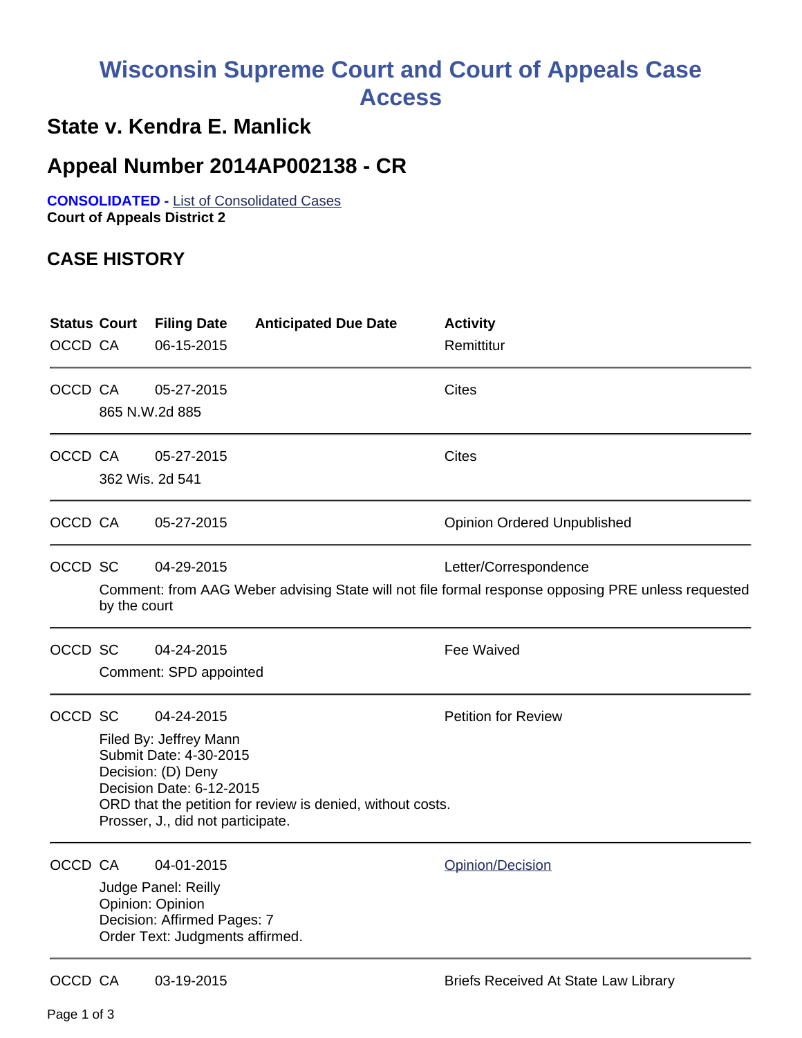# Wisconsin Supreme Court and Court of Appeals Case Access

## State v. Kendra E. Manlick

## Appeal Number 2014AP002138 - CR

**CONSOLIDATED -** List of Consolidated Cases
**Court of Appeals District 2**

### CASE HISTORY

| Status | Court | Filing Date | Anticipated Due Date | Activity |
|---|---|---|---|---|
| OCCD | CA | 06-15-2015 | | Remittitur |
| OCCD | CA | 05-27-2015 | | Cites |
| | 865 N.W.2d 885 | | | |
| OCCD | CA | 05-27-2015 | | Cites |
| | 362 Wis. 2d 541 | | | |
| OCCD | CA | 05-27-2015 | | Opinion Ordered Unpublished |
| OCCD | SC | 04-29-2015 | | Letter/Correspondence |
| | Comment: from AAG Weber advising State will not file formal response opposing PRE unless requested by the court | | | |
| OCCD | SC | 04-24-2015 | | Fee Waived |
| | Comment: SPD appointed | | | |
| OCCD | SC | 04-24-2015 | | Petition for Review |
| | Filed By: Jeffrey Mann<br>Submit Date: 4-30-2015<br>Decision: (D) Deny<br>Decision Date: 6-12-2015<br>ORD that the petition for review is denied, without costs.<br>Prosser, J., did not participate. | | | |
| OCCD | CA | 04-01-2015 | | Opinion/Decision |
| | Judge Panel: Reilly<br>Opinion: Opinion<br>Decision: Affirmed Pages: 7<br>Order Text: Judgments affirmed. | | | |
| OCCD | CA | 03-19-2015 | | Briefs Received At State Law Library |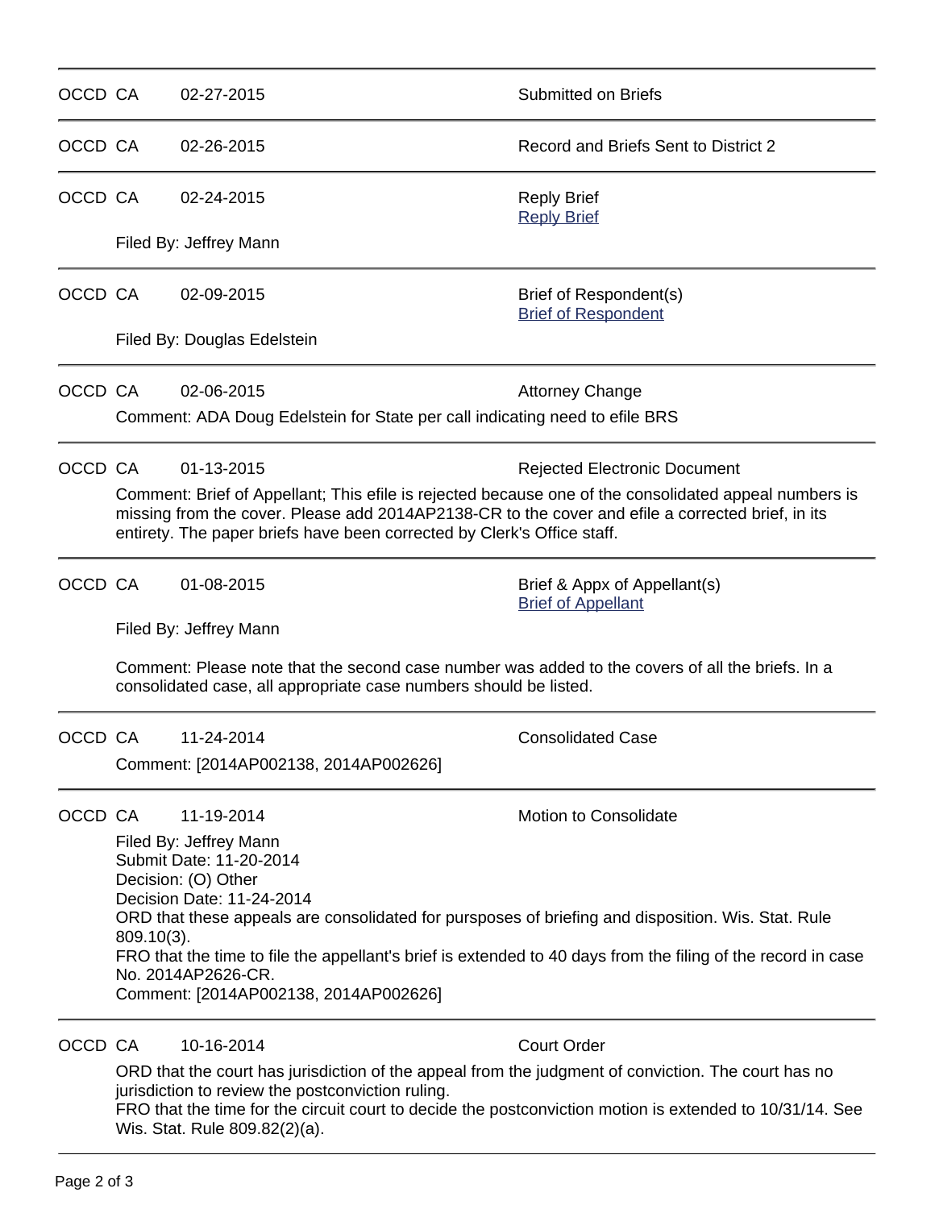OCCD CA 02-27-2015 Submitted on Briefs

---

OCCD CA 02-26-2015 Record and Briefs Sent to District 2

---

OCCD CA 02-24-2015 Reply Brief
Reply Brief

Filed By: Jeffrey Mann

---

OCCD CA 02-09-2015 Brief of Respondent(s)
Brief of Respondent

Filed By: Douglas Edelstein

---

OCCD CA 02-06-2015 Attorney Change

Comment: ADA Doug Edelstein for State per call indicating need to efile BRS

---

OCCD CA 01-13-2015 Rejected Electronic Document

Comment: Brief of Appellant; This efile is rejected because one of the consolidated appeal numbers is missing from the cover. Please add 2014AP2138-CR to the cover and efile a corrected brief, in its entirety. The paper briefs have been corrected by Clerk's Office staff.

---

OCCD CA 01-08-2015 Brief & Appx of Appellant(s)
Brief of Appellant

Filed By: Jeffrey Mann

Comment: Please note that the second case number was added to the covers of all the briefs. In a consolidated case, all appropriate case numbers should be listed.

---

OCCD CA 11-24-2014 Consolidated Case

Comment: [2014AP002138, 2014AP002626]

---

OCCD CA 11-19-2014 Motion to Consolidate

Filed By: Jeffrey Mann
Submit Date: 11-20-2014
Decision: (O) Other
Decision Date: 11-24-2014
ORD that these appeals are consolidated for purpsoses of briefing and disposition. Wis. Stat. Rule 809.10(3).
FRO that the time to file the appellant's brief is extended to 40 days from the filing of the record in case No. 2014AP2626-CR.
Comment: [2014AP002138, 2014AP002626]

---

OCCD CA 10-16-2014 Court Order

ORD that the court has jurisdiction of the appeal from the judgment of conviction. The court has no jurisdiction to review the postconviction ruling.
FRO that the time for the circuit court to decide the postconviction motion is extended to 10/31/14. See Wis. Stat. Rule 809.82(2)(a).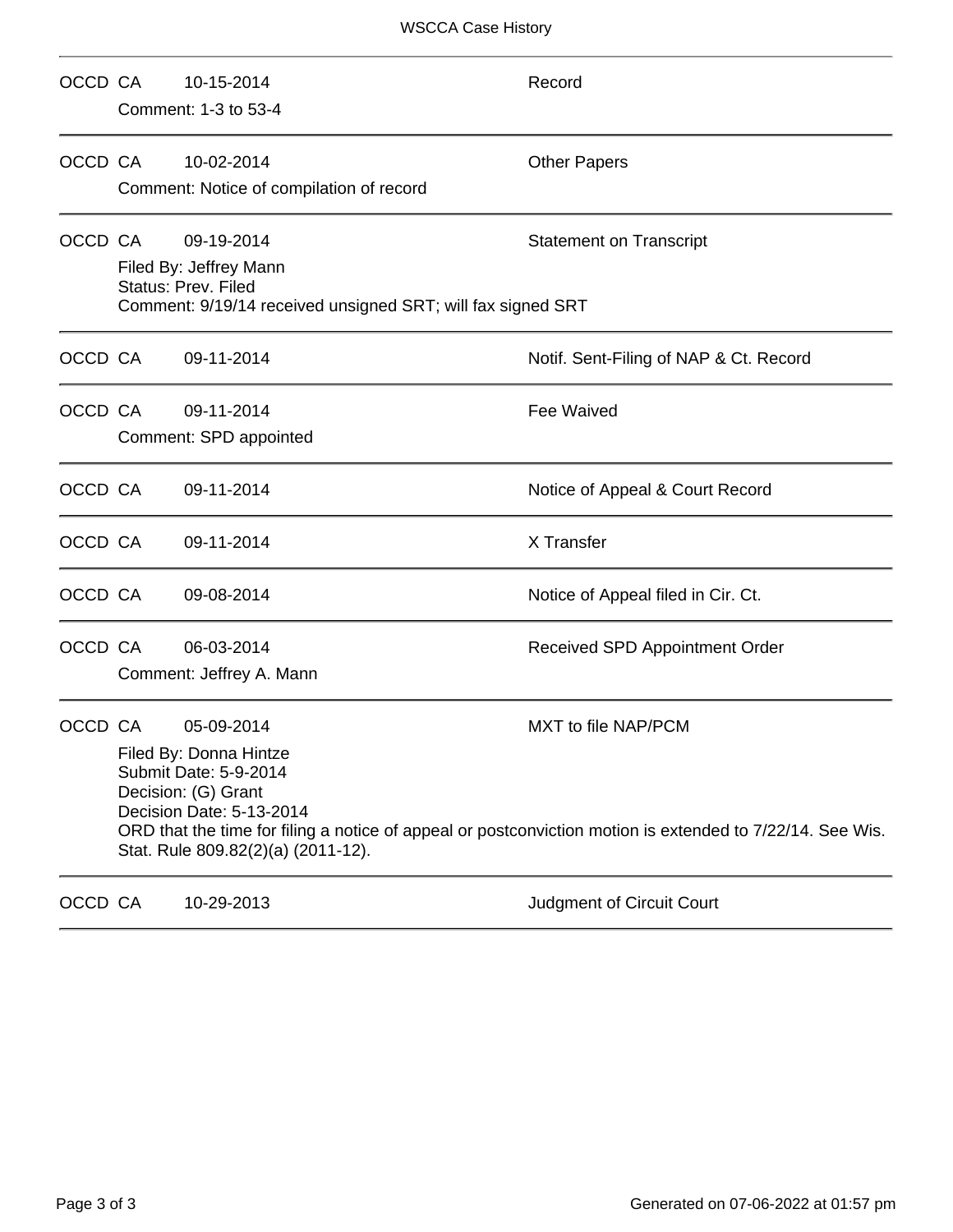| | | | |
|---|---|---|---|
| OCCD | CA | 10-15-2014 | Record |
| | | Comment: 1-3 to 53-4 | |
| OCCD | CA | 10-02-2014 | Other Papers |
| | | Comment: Notice of compilation of record | |
| OCCD | CA | 09-19-2014 | Statement on Transcript |
| | | Filed By: Jeffrey Mann<br>Status: Prev. Filed<br>Comment: 9/19/14 received unsigned SRT; will fax signed SRT | |
| OCCD | CA | 09-11-2014 | Notif. Sent-Filing of NAP & Ct. Record |
| OCCD | CA | 09-11-2014 | Fee Waived |
| | | Comment: SPD appointed | |
| OCCD | CA | 09-11-2014 | Notice of Appeal & Court Record |
| OCCD | CA | 09-11-2014 | X Transfer |
| OCCD | CA | 09-08-2014 | Notice of Appeal filed in Cir. Ct. |
| OCCD | CA | 06-03-2014 | Received SPD Appointment Order |
| | | Comment: Jeffrey A. Mann | |
| OCCD | CA | 05-09-2014 | MXT to file NAP/PCM |
| | | Filed By: Donna Hintze<br>Submit Date: 5-9-2014<br>Decision: (G) Grant<br>Decision Date: 5-13-2014<br>ORD that the time for filing a notice of appeal or postconviction motion is extended to 7/22/14. See Wis. Stat. Rule 809.82(2)(a) (2011-12). | |
| OCCD | CA | 10-29-2013 | Judgment of Circuit Court |